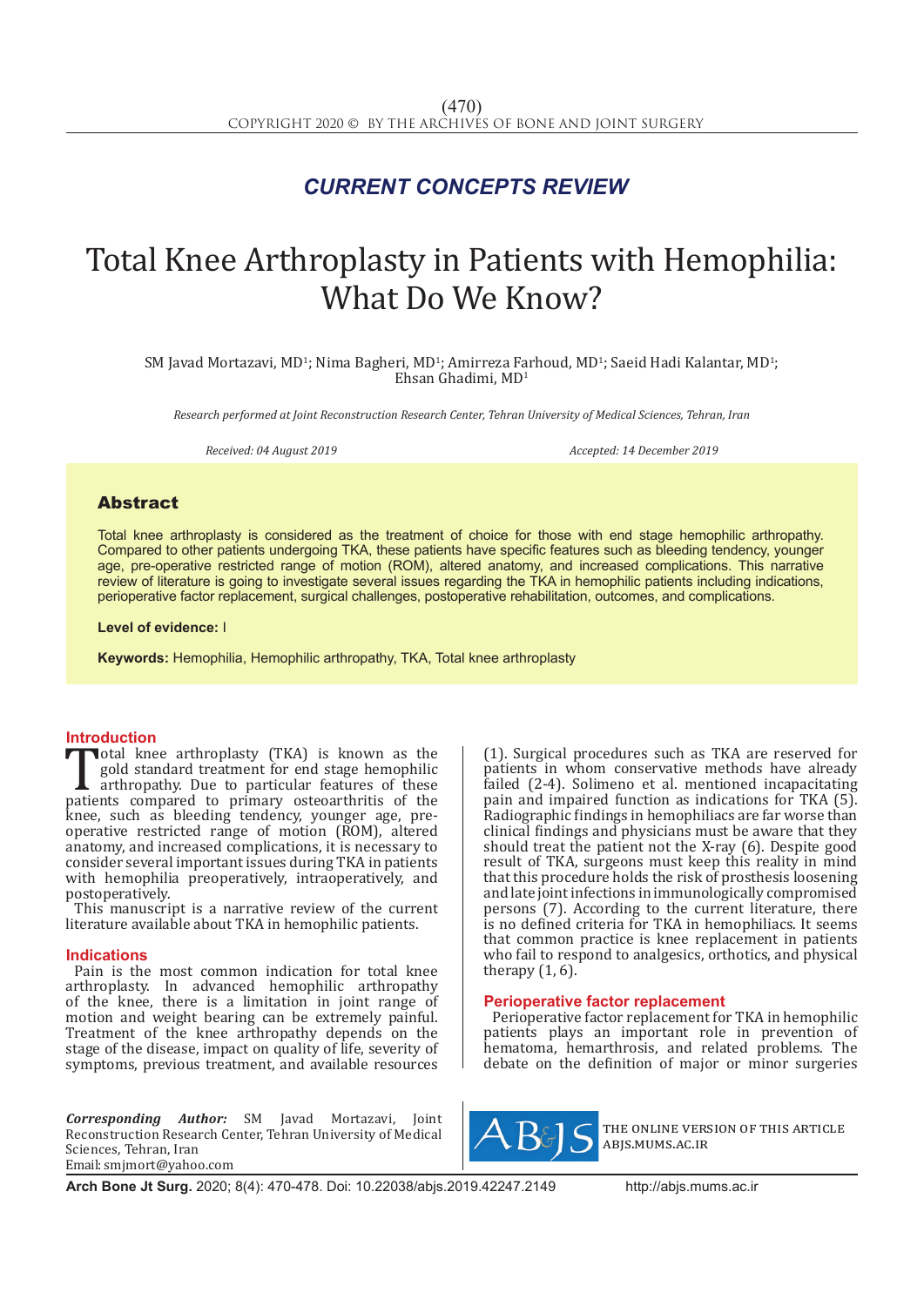## CURRENT CONCEPTS REVIEW

# Total Knee Arthroplasty in Patients with Hemophilia: What Do We Know?

SM Javad Mortazavi, MD[1]; Nima Bagheri, MD[1]; Amirreza Farhoud, MD[1]; Saeid Hadi Kalantar, MD[1]; Ehsan Ghadimi, MD[1]

*Research performed at Joint Reconstruction Research Center, Tehran University of Medical Sciences, Tehran, Iran*

*Received: 04 August 2019* *Accepted: 14 December 2019*

## Abstract

Total knee arthroplasty is considered as the treatment of choice for those with end stage hemophilic arthropathy. Compared to other patients undergoing TKA, these patients have specific features such as bleeding tendency, younger age, pre-operative restricted range of motion (ROM), altered anatomy, and increased complications. This narrative review of literature is going to investigate several issues regarding the TKA in hemophilic patients including indications, perioperative factor replacement, surgical challenges, postoperative rehabilitation, outcomes, and complications.

**Level of evidence:** I

**Keywords:** Hemophilia, Hemophilic arthropathy, TKA, Total knee arthroplasty

## Introduction

Total knee arthroplasty (TKA) is known as the gold standard treatment for end stage hemophilic arthropathy. Due to particular features of these patients compared to primary osteoarthritis of the knee, such as bleeding tendency, younger age, pre-operative restricted range of motion (ROM), altered anatomy, and increased complications, it is necessary to consider several important issues during TKA in patients with hemophilia preoperatively, intraoperatively, and postoperatively.

This manuscript is a narrative review of the current literature available about TKA in hemophilic patients.

## Indications

Pain is the most common indication for total knee arthroplasty. In advanced hemophilic arthropathy of the knee, there is a limitation in joint range of motion and weight bearing can be extremely painful. Treatment of the knee arthropathy depends on the stage of the disease, impact on quality of life, severity of symptoms, previous treatment, and available resources (1). Surgical procedures such as TKA are reserved for patients in whom conservative methods have already failed (2-4). Solimeno et al. mentioned incapacitating pain and impaired function as indications for TKA (5). Radiographic findings in hemophiliacs are far worse than clinical findings and physicians must be aware that they should treat the patient not the X-ray (6). Despite good result of TKA, surgeons must keep this reality in mind that this procedure holds the risk of prosthesis loosening and late joint infections in immunologically compromised persons (7). According to the current literature, there is no defined criteria for TKA in hemophiliacs. It seems that common practice is knee replacement in patients who fail to respond to analgesics, orthotics, and physical therapy (1, 6).

## Perioperative factor replacement

Perioperative factor replacement for TKA in hemophilic patients plays an important role in prevention of hematoma, hemarthrosis, and related problems. The debate on the definition of major or minor surgeries

***Corresponding Author:*** SM Javad Mortazavi, Joint Reconstruction Research Center, Tehran University of Medical Sciences, Tehran, Iran
Email: smjmort@yahoo.com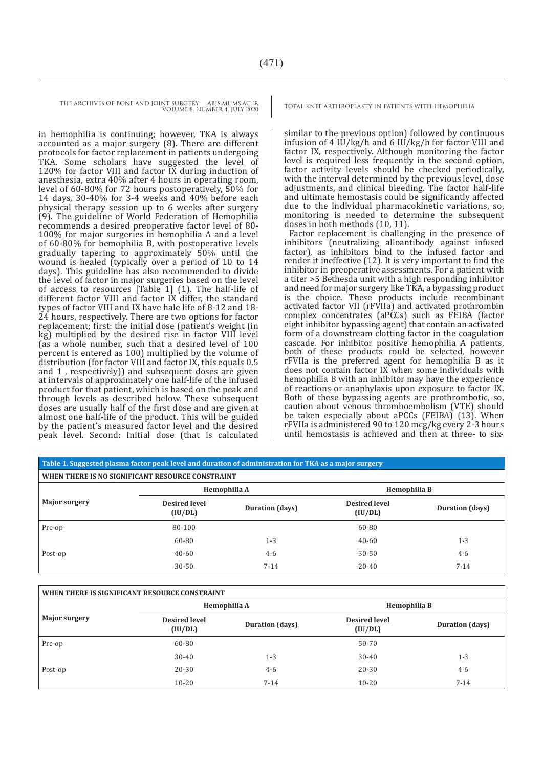in hemophilia is continuing; however, TKA is always accounted as a major surgery (8). There are different protocols for factor replacement in patients undergoing TKA. Some scholars have suggested the level of 120% for factor VIII and factor IX during induction of anesthesia, extra 40% after 4 hours in operating room, level of 60-80% for 72 hours postoperatively, 50% for 14 days, 30-40% for 3-4 weeks and 40% before each physical therapy session up to 6 weeks after surgery (9). The guideline of World Federation of Hemophilia recommends a desired preoperative factor level of 80-100% for major surgeries in hemophilia A and a level of 60-80% for hemophilia B, with postoperative levels gradually tapering to approximately 50% until the wound is healed (typically over a period of 10 to 14 days). This guideline has also recommended to divide the level of factor in major surgeries based on the level of access to resources [Table 1] (1). The half-life of different factor VIII and factor IX differ, the standard types of factor VIII and IX have hale life of 8-12 and 18-24 hours, respectively. There are two options for factor replacement; first: the initial dose (patient's weight (in kg) multiplied by the desired rise in factor VIII level (as a whole number, such that a desired level of 100 percent is entered as 100) multiplied by the volume of distribution (for factor VIII and factor IX, this equals 0.5 and 1 , respectively)) and subsequent doses are given at intervals of approximately one half-life of the infused product for that patient, which is based on the peak and through levels as described below. These subsequent doses are usually half of the first dose and are given at almost one half-life of the product. This will be guided by the patient's measured factor level and the desired peak level. Second: Initial dose (that is calculated similar to the previous option) followed by continuous infusion of 4 IU/kg/h and 6 IU/kg/h for factor VIII and factor IX, respectively. Although monitoring the factor level is required less frequently in the second option, factor activity levels should be checked periodically, with the interval determined by the previous level, dose adjustments, and clinical bleeding. The factor half-life and ultimate hemostasis could be significantly affected due to the individual pharmacokinetic variations, so, monitoring is needed to determine the subsequent doses in both methods (10, 11).

Factor replacement is challenging in the presence of inhibitors (neutralizing alloantibody against infused factor), as inhibitors bind to the infused factor and render it ineffective (12). It is very important to find the inhibitor in preoperative assessments. For a patient with a titer >5 Bethesda unit with a high responding inhibitor and need for major surgery like TKA, a bypassing product is the choice. These products include recombinant activated factor VII (rFVIIa) and activated prothrombin complex concentrates (aPCCs) such as FEIBA (factor eight inhibitor bypassing agent) that contain an activated form of a downstream clotting factor in the coagulation cascade. For inhibitor positive hemophilia A patients, both of these products could be selected, however rFVIIa is the preferred agent for hemophilia B as it does not contain factor IX when some individuals with hemophilia B with an inhibitor may have the experience of reactions or anaphylaxis upon exposure to factor IX. Both of these bypassing agents are prothrombotic, so, caution about venous thromboembolism (VTE) should be taken especially about aPCCs (FEIBA) (13). When rFVIIa is administered 90 to 120 mcg/kg every 2-3 hours until hemostasis is achieved and then at three- to six-

**Table 1. Suggested plasma factor peak level and duration of administration for TKA as a major surgery**

**WHEN THERE IS NO SIGNIFICANT RESOURCE CONSTRAINT**

| Major surgery | Hemophilia A | | Hemophilia B | |
|---|---|---|---|---|
| | Desired level (IU/DL) | Duration (days) | Desired level (IU/DL) | Duration (days) |
| Pre-op | 80-100 | | 60-80 | |
| | 60-80 | 1-3 | 40-60 | 1-3 |
| Post-op | 40-60 | 4-6 | 30-50 | 4-6 |
| | 30-50 | 7-14 | 20-40 | 7-14 |

**WHEN THERE IS SIGNIFICANT RESOURCE CONSTRAINT**

| Major surgery | Hemophilia A | | Hemophilia B | |
|---|---|---|---|---|
| | Desired level (IU/DL) | Duration (days) | Desired level (IU/DL) | Duration (days) |
| Pre-op | 60-80 | | 50-70 | |
| | 30-40 | 1-3 | 30-40 | 1-3 |
| Post-op | 20-30 | 4-6 | 20-30 | 4-6 |
| | 10-20 | 7-14 | 10-20 | 7-14 |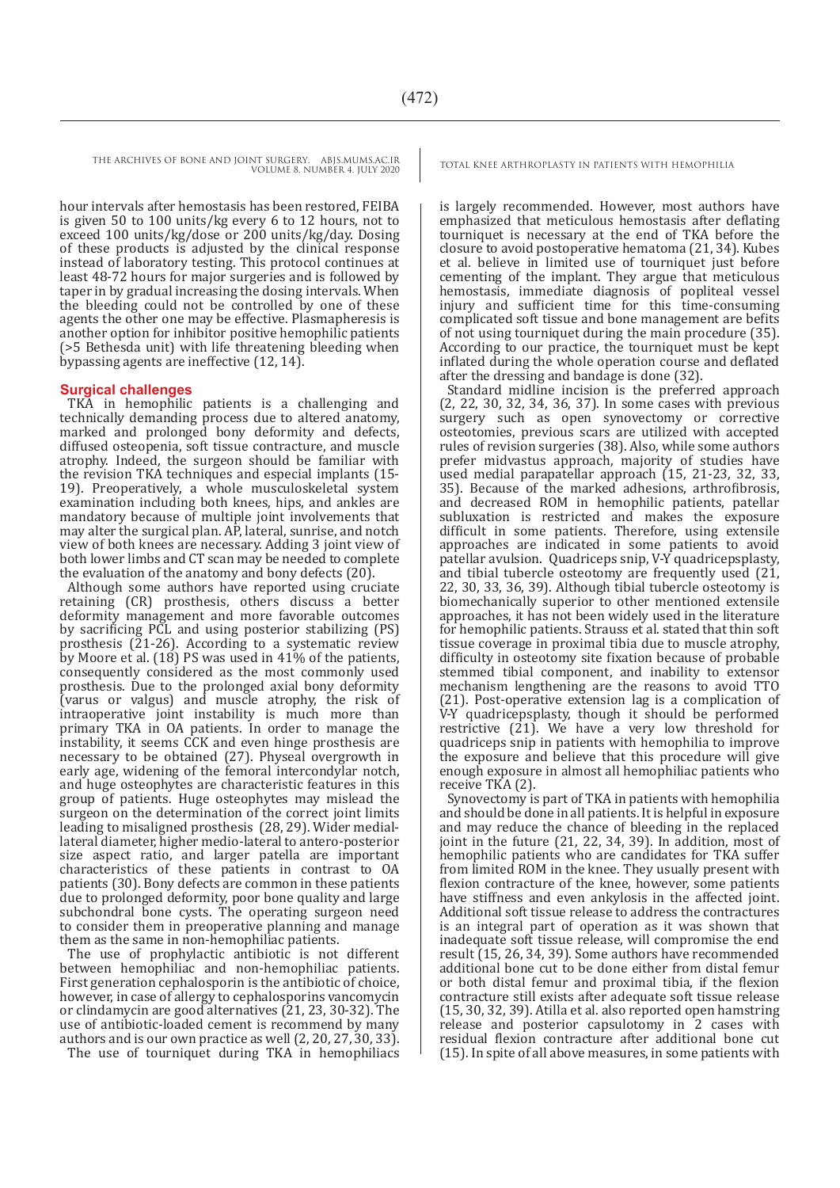hour intervals after hemostasis has been restored, FEIBA is given 50 to 100 units/kg every 6 to 12 hours, not to exceed 100 units/kg/dose or 200 units/kg/day. Dosing of these products is adjusted by the clinical response instead of laboratory testing. This protocol continues at least 48-72 hours for major surgeries and is followed by taper in by gradual increasing the dosing intervals. When the bleeding could not be controlled by one of these agents the other one may be effective. Plasmapheresis is another option for inhibitor positive hemophilic patients (>5 Bethesda unit) with life threatening bleeding when bypassing agents are ineffective (12, 14).

## Surgical challenges

TKA in hemophilic patients is a challenging and technically demanding process due to altered anatomy, marked and prolonged bony deformity and defects, diffused osteopenia, soft tissue contracture, and muscle atrophy. Indeed, the surgeon should be familiar with the revision TKA techniques and especial implants (15-19). Preoperatively, a whole musculoskeletal system examination including both knees, hips, and ankles are mandatory because of multiple joint involvements that may alter the surgical plan. AP, lateral, sunrise, and notch view of both knees are necessary. Adding 3 joint view of both lower limbs and CT scan may be needed to complete the evaluation of the anatomy and bony defects (20).

Although some authors have reported using cruciate retaining (CR) prosthesis, others discuss a better deformity management and more favorable outcomes by sacrificing PCL and using posterior stabilizing (PS) prosthesis (21-26). According to a systematic review by Moore et al. (18) PS was used in 41% of the patients, consequently considered as the most commonly used prosthesis. Due to the prolonged axial bony deformity (varus or valgus) and muscle atrophy, the risk of intraoperative joint instability is much more than primary TKA in OA patients. In order to manage the instability, it seems CCK and even hinge prosthesis are necessary to be obtained (27). Physeal overgrowth in early age, widening of the femoral intercondylar notch, and huge osteophytes are characteristic features in this group of patients. Huge osteophytes may mislead the surgeon on the determination of the correct joint limits leading to misaligned prosthesis (28, 29). Wider medial-lateral diameter, higher medio-lateral to antero-posterior size aspect ratio, and larger patella are important characteristics of these patients in contrast to OA patients (30). Bony defects are common in these patients due to prolonged deformity, poor bone quality and large subchondral bone cysts. The operating surgeon need to consider them in preoperative planning and manage them as the same in non-hemophilic patients.

The use of prophylactic antibiotic is not different between hemophiliac and non-hemophiliac patients. First generation cephalosporin is the antibiotic of choice, however, in case of allergy to cephalosporins vancomycin or clindamycin are good alternatives (21, 23, 30-32). The use of antibiotic-loaded cement is recommend by many authors and is our own practice as well (2, 20, 27, 30, 33).

The use of tourniquet during TKA in hemophiliacs is largely recommended. However, most authors have emphasized that meticulous hemostasis after deflating tourniquet is necessary at the end of TKA before the closure to avoid postoperative hematoma (21, 34). Kubes et al. believe in limited use of tourniquet just before cementing of the implant. They argue that meticulous hemostasis, immediate diagnosis of popliteal vessel injury and sufficient time for this time-consuming complicated soft tissue and bone management are befits of not using tourniquet during the main procedure (35). According to our practice, the tourniquet must be kept inflated during the whole operation course and deflated after the dressing and bandage is done (32).

Standard midline incision is the preferred approach (2, 22, 30, 32, 34, 36, 37). In some cases with previous surgery such as open synovectomy or corrective osteotomies, previous scars are utilized with accepted rules of revision surgeries (38). Also, while some authors prefer midvastus approach, majority of studies have used medial parapatellar approach (15, 21-23, 32, 33, 35). Because of the marked adhesions, arthrofibrosis, and decreased ROM in hemophilic patients, patellar subluxation is restricted and makes the exposure difficult in some patients. Therefore, using extensile approaches are indicated in some patients to avoid patellar avulsion. Quadriceps snip, V-Y quadricepsplasty, and tibial tubercle osteotomy are frequently used (21, 22, 30, 33, 36, 39). Although tibial tubercle osteotomy is biomechanically superior to other mentioned extensile approaches, it has not been widely used in the literature for hemophilic patients. Strauss et al. stated that thin soft tissue coverage in proximal tibia due to muscle atrophy, difficulty in osteotomy site fixation because of probable stemmed tibial component, and inability to extensor mechanism lengthening are the reasons to avoid TTO (21). Post-operative extension lag is a complication of V-Y quadricepsplasty, though it should be performed restrictive (21). We have a very low threshold for quadriceps snip in patients with hemophilia to improve the exposure and believe that this procedure will give enough exposure in almost all hemophiliac patients who receive TKA (2).

Synovectomy is part of TKA in patients with hemophilia and should be done in all patients. It is helpful in exposure and may reduce the chance of bleeding in the replaced joint in the future (21, 22, 34, 39). In addition, most of hemophilic patients who are candidates for TKA suffer from limited ROM in the knee. They usually present with flexion contracture of the knee, however, some patients have stiffness and even ankylosis in the affected joint. Additional soft tissue release to address the contractures is an integral part of operation as it was shown that inadequate soft tissue release, will compromise the end result (15, 26, 34, 39). Some authors have recommended additional bone cut to be done either from distal femur or both distal femur and proximal tibia, if the flexion contracture still exists after adequate soft tissue release (15, 30, 32, 39). Atilla et al. also reported open hamstring release and posterior capsulotomy in 2 cases with residual flexion contracture after additional bone cut (15). In spite of all above measures, in some patients with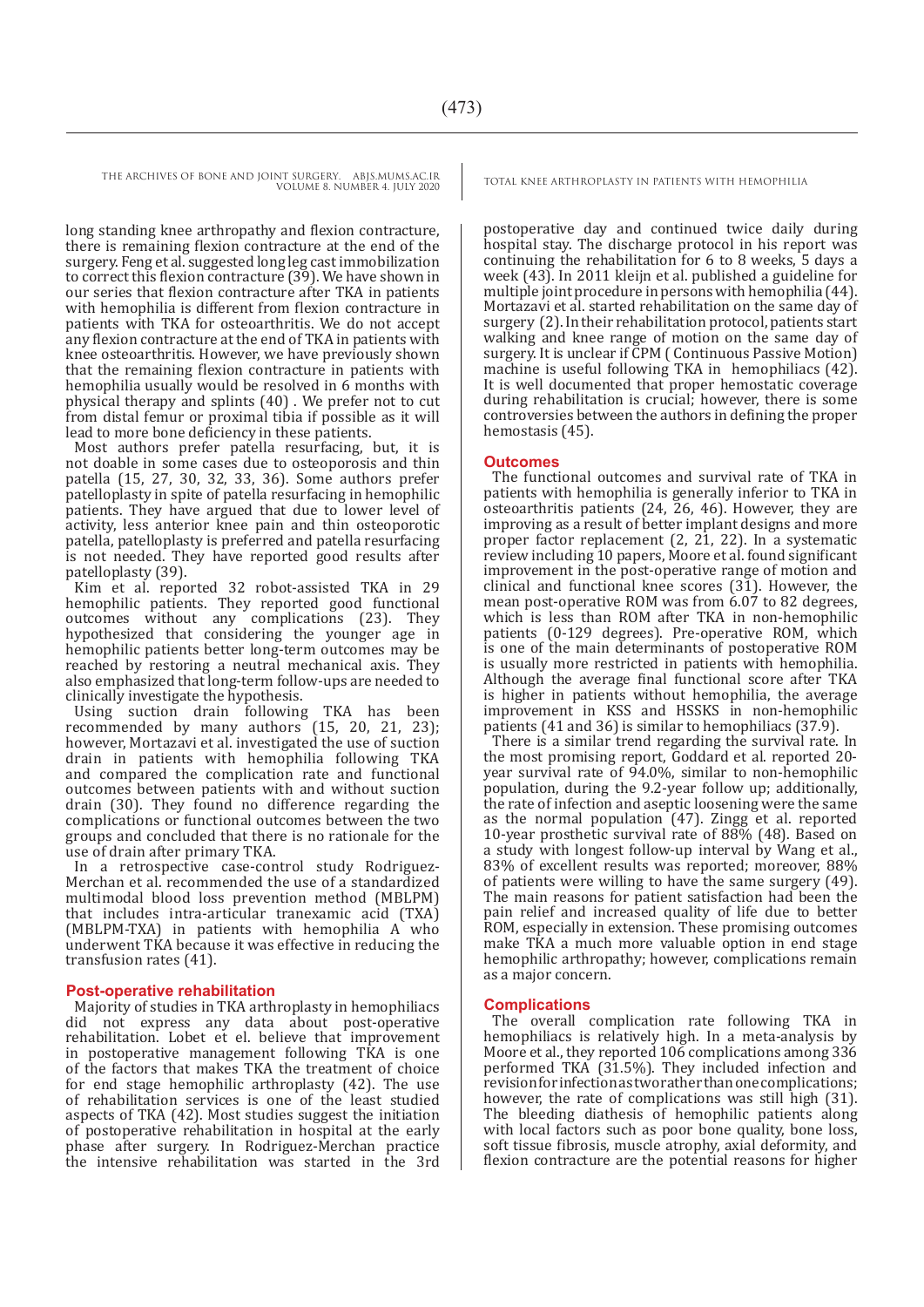long standing knee arthropathy and flexion contracture, there is remaining flexion contracture at the end of the surgery. Feng et al. suggested long leg cast immobilization to correct this flexion contracture (39). We have shown in our series that flexion contracture after TKA in patients with hemophilia is different from flexion contracture in patients with TKA for osteoarthritis. We do not accept any flexion contracture at the end of TKA in patients with knee osteoarthritis. However, we have previously shown that the remaining flexion contracture in patients with hemophilia usually would be resolved in 6 months with physical therapy and splints (40) . We prefer not to cut from distal femur or proximal tibia if possible as it will lead to more bone deficiency in these patients.

Most authors prefer patella resurfacing, but, it is not doable in some cases due to osteoporosis and thin patella (15, 27, 30, 32, 33, 36). Some authors prefer patelloplasty in spite of patella resurfacing in hemophilic patients. They have argued that due to lower level of activity, less anterior knee pain and thin osteoporotic patella, patelloplasty is preferred and patella resurfacing is not needed. They have reported good results after patelloplasty (39).

Kim et al. reported 32 robot-assisted TKA in 29 hemophilic patients. They reported good functional outcomes without any complications (23). They hypothesized that considering the younger age in hemophilic patients better long-term outcomes may be reached by restoring a neutral mechanical axis. They also emphasized that long-term follow-ups are needed to clinically investigate the hypothesis.

Using suction drain following TKA has been recommended by many authors (15, 20, 21, 23); however, Mortazavi et al. investigated the use of suction drain in patients with hemophilia following TKA and compared the complication rate and functional outcomes between patients with and without suction drain (30). They found no difference regarding the complications or functional outcomes between the two groups and concluded that there is no rationale for the use of drain after primary TKA.

In a retrospective case-control study Rodriguez-Merchan et al. recommended the use of a standardized multimodal blood loss prevention method (MBLPM) that includes intra-articular tranexamic acid (TXA) (MBLPM-TXA) in patients with hemophilia A who underwent TKA because it was effective in reducing the transfusion rates (41).

## Post-operative rehabilitation

Majority of studies in TKA arthroplasty in hemophiliacs did not express any data about post-operative rehabilitation. Lobet et el. believe that improvement in postoperative management following TKA is one of the factors that makes TKA the treatment of choice for end stage hemophilic arthroplasty (42). The use of rehabilitation services is one of the least studied aspects of TKA (42). Most studies suggest the initiation of postoperative rehabilitation in hospital at the early phase after surgery. In Rodriguez-Merchan practice the intensive rehabilitation was started in the 3rd postoperative day and continued twice daily during hospital stay. The discharge protocol in his report was continuing the rehabilitation for 6 to 8 weeks, 5 days a week (43). In 2011 kleijn et al. published a guideline for multiple joint procedure in persons with hemophilia (44). Mortazavi et al. started rehabilitation on the same day of surgery (2). In their rehabilitation protocol, patients start walking and knee range of motion on the same day of surgery. It is unclear if CPM ( Continuous Passive Motion) machine is usually following TKA in hemophiliacs (42). It is well documented that proper hemostatic coverage during rehabilitation is crucial; however, there is some controversies between the authors in defining the proper hemostasis (45).

## Outcomes

The functional outcomes and survival rate of TKA in patients with hemophilia is generally inferior to TKA in osteoarthritis patients (24, 26, 46). However, they are improving as a result of better implant designs and more proper factor replacement (2, 21, 22). In a systematic review including 10 papers, Moore et al. found significant improvement in the post-operative range of motion and clinical and functional knee scores (31). However, the mean post-operative ROM was from 6.07 to 82 degrees, which is less than ROM after TKA in non-hemophilic patients (0-129 degrees). Pre-operative ROM, which is one of the main determinants of postoperative ROM is usually more restricted in patients with hemophilia. Although the average final functional score after TKA is higher in patients without hemophilia, the average improvement in KSS and HSSKS in non-hemophilic patients (41 and 36) is similar to hemophiliacs (37.9).

There is a similar trend regarding the survival rate. In the most promising report, Goddard et al. reported 20-year survival rate of 94.0%, similar to non-hemophilic population, during the 9.2-year follow up; additionally, the rate of infection and aseptic loosening were the same as the normal population (47). Zingg et al. reported 10-year prosthetic survival rate of 88% (48). Based on a study with longest follow-up interval by Wang et al., 83% of excellent results was reported; moreover, 88% of patients were willing to have the same surgery (49). The main reasons for patient satisfaction had been the pain relief and increased quality of life due to better ROM, especially in extension. These promising outcomes make TKA a much more valuable option in end stage hemophilic arthropathy; however, complications remain as a major concern.

## Complications

The overall complication rate following TKA in hemophiliacs is relatively high. In a meta-analysis by Moore et al., they reported 106 complications among 336 performed TKA (31.5%). They included infection and revision for infection as two rather than one complications; however, the rate of complications was still high (31). The bleeding diathesis of hemophilic patients along with local factors such as poor bone quality, bone loss, soft tissue fibrosis, muscle atrophy, axial deformity, and flexion contracture are the potential reasons for higher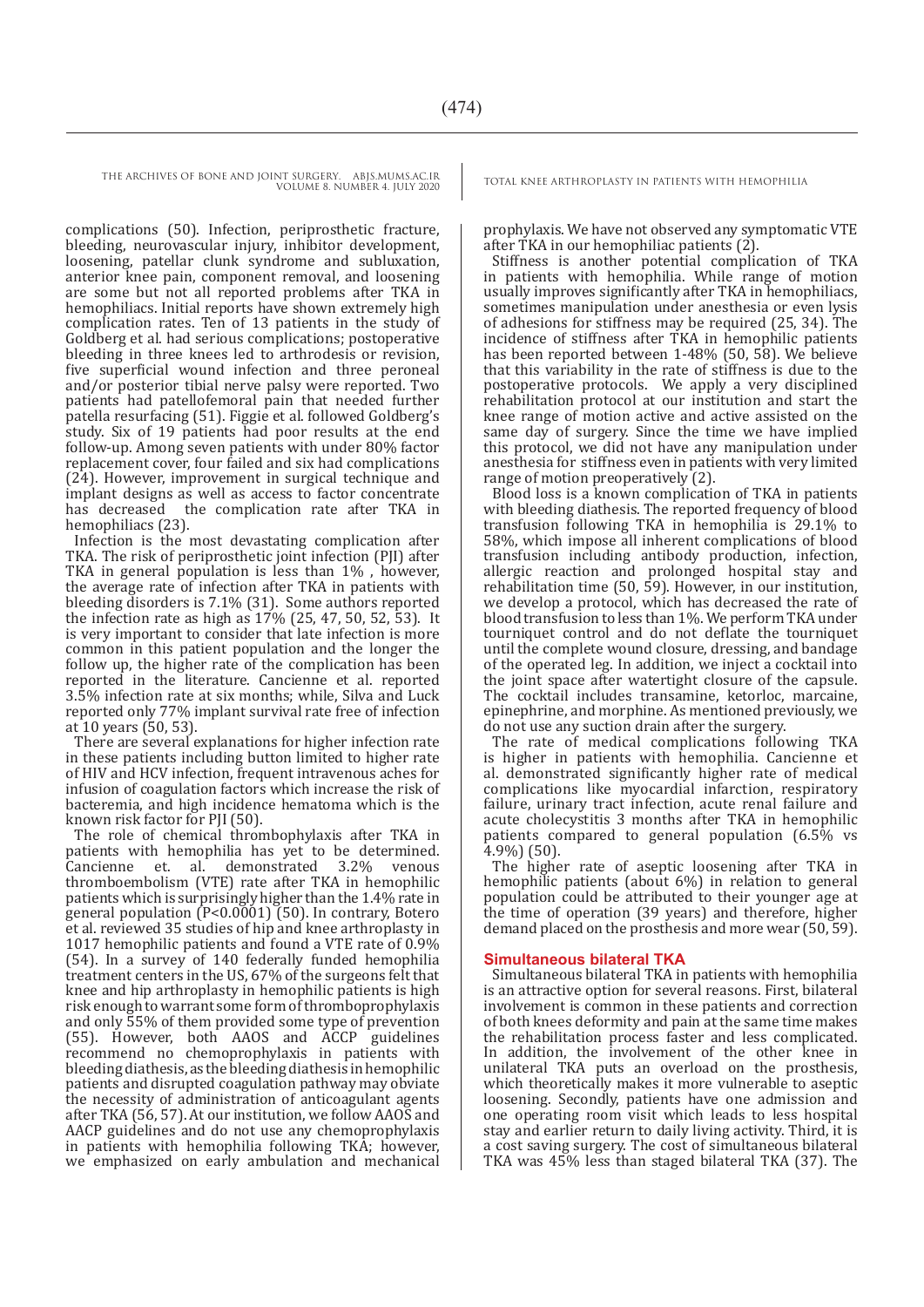complications (50). Infection, periprosthetic fracture, bleeding, neurovascular injury, inhibitor development, loosening, patellar clunk syndrome and subluxation, anterior knee pain, component removal, and loosening are some but not all reported problems after TKA in hemophiliacs. Initial reports have shown extremely high complication rates. Ten of 13 patients in the study of Goldberg et al. had serious complications; postoperative bleeding in three knees led to arthrodesis or revision, five superficial wound infection and three peroneal and/or posterior tibial nerve palsy were reported. Two patients had patellofemoral pain that needed further patella resurfacing (51). Figgie et al. followed Goldberg's study. Six of 19 patients had poor results at the end follow-up. Among seven patients with under 80% factor replacement cover, four failed and six had complications (24). However, improvement in surgical technique and implant designs as well as access to factor concentrate has decreased the complication rate after TKA in hemophiliacs (23).

Infection is the most devastating complication after TKA. The risk of periprosthetic joint infection (PJI) after TKA in general population is less than 1% , however, the average rate of infection after TKA in patients with bleeding disorders is 7.1% (31). Some authors reported the infection rate as high as 17% (25, 47, 50, 52, 53). It is very important to consider that late infection is more common in this patient population and the longer the follow up, the higher rate of the complication has been reported in the literature. Cancienne et al. reported 3.5% infection rate at six months; while, Silva and Luck reported only 77% implant survival rate free of infection at 10 years (50, 53).

There are several explanations for higher infection rate in these patients including button limited to higher rate of HIV and HCV infection, frequent intravenous aches for infusion of coagulation factors which increase the risk of bacteremia, and high incidence hematoma which is the known risk factor for PJI (50).

The role of chemical thrombophylaxis after TKA in patients with hemophilia has yet to be determined. Cancienne et. al. demonstrated 3.2% venous thromboembolism (VTE) rate after TKA in hemophilic patients which is surprisingly higher than the 1.4% rate in general population (P<0.0001) (50). In contrary, Botero et al. reviewed 35 studies of hip and knee arthroplasty in 1017 hemophilic patients and found a VTE rate of 0.9% (54). In a survey of 140 federally funded hemophilia treatment centers in the US, 67% of the surgeons felt that knee and hip arthroplasty in hemophilic patients is high risk enough to warrant some form of thromboprophylaxis and only 55% of them provided some type of prevention (55). However, both AAOS and ACCP guidelines recommend no chemoprophylaxis in patients with bleeding diathesis, as the bleeding diathesis in hemophilic patients and disrupted coagulation pathway may obviate the necessity of administration of anticoagulant agents after TKA (56, 57). At our institution, we follow AAOS and AACP guidelines and do not use any chemoprophylaxis in patients with hemophilia following TKA; however, we emphasized on early ambulation and mechanical prophylaxis. We have not observed any symptomatic VTE after TKA in our hemophiliac patients (2).

Stiffness is another potential complication of TKA in patients with hemophilia. While range of motion usually improves significantly after TKA in hemophiliacs, sometimes manipulation under anesthesia or even lysis of adhesions for stiffness may be required (25, 34). The incidence of stiffness after TKA in hemophilic patients has been reported between 1-48% (50, 58). We believe that this variability in the rate of stiffness is due to the postoperative protocols. We apply a very disciplined rehabilitation protocol at our institution and start the knee range of motion active and active assisted on the same day of surgery. Since the time we have implied this protocol, we did not have any manipulation under anesthesia for stiffness even in patients with very limited range of motion preoperatively (2).

Blood loss is a known complication of TKA in patients with bleeding diathesis. The reported frequency of blood transfusion following TKA in hemophilia is 29.1% to 58%, which impose all inherent complications of blood transfusion including antibody production, infection, allergic reaction and prolonged hospital stay and rehabilitation time (50, 59). However, in our institution, we develop a protocol, which has decreased the rate of blood transfusion to less than 1%. We perform TKA under tourniquet control and do not deflate the tourniquet until the complete wound closure, dressing, and bandage of the operated leg. In addition, we inject a cocktail into the joint space after watertight closure of the capsule. The cocktail includes transamine, ketorloc, marcaine, epinephrine, and morphine. As mentioned previously, we do not use any suction drain after the surgery.

The rate of medical complications following TKA is higher in patients with hemophilia. Cancienne et al. demonstrated significantly higher rate of medical complications like myocardial infarction, respiratory failure, urinary tract infection, acute renal failure and acute cholecystitis 3 months after TKA in hemophilic patients compared to general population (6.5% vs 4.9%) (50).

The higher rate of aseptic loosening after TKA in hemophilic patients (about 6%) in relation to general population could be attributed to their younger age at the time of operation (39 years) and therefore, higher demand placed on the prosthesis and more wear (50, 59).

## Simultaneous bilateral TKA

Simultaneous bilateral TKA in patients with hemophilia is an attractive option for several reasons. First, bilateral involvement is common in these patients and correction of both knees deformity and pain at the same time makes the rehabilitation process faster and less complicated. In addition, the involvement of the other knee in unilateral TKA puts an overload on the prosthesis, which theoretically makes it more vulnerable to aseptic loosening. Secondly, patients have one admission and one operating room visit which leads to less hospital stay and earlier return to daily living activity. Third, it is a cost saving surgery. The cost of simultaneous bilateral TKA was 45% less than staged bilateral TKA (37). The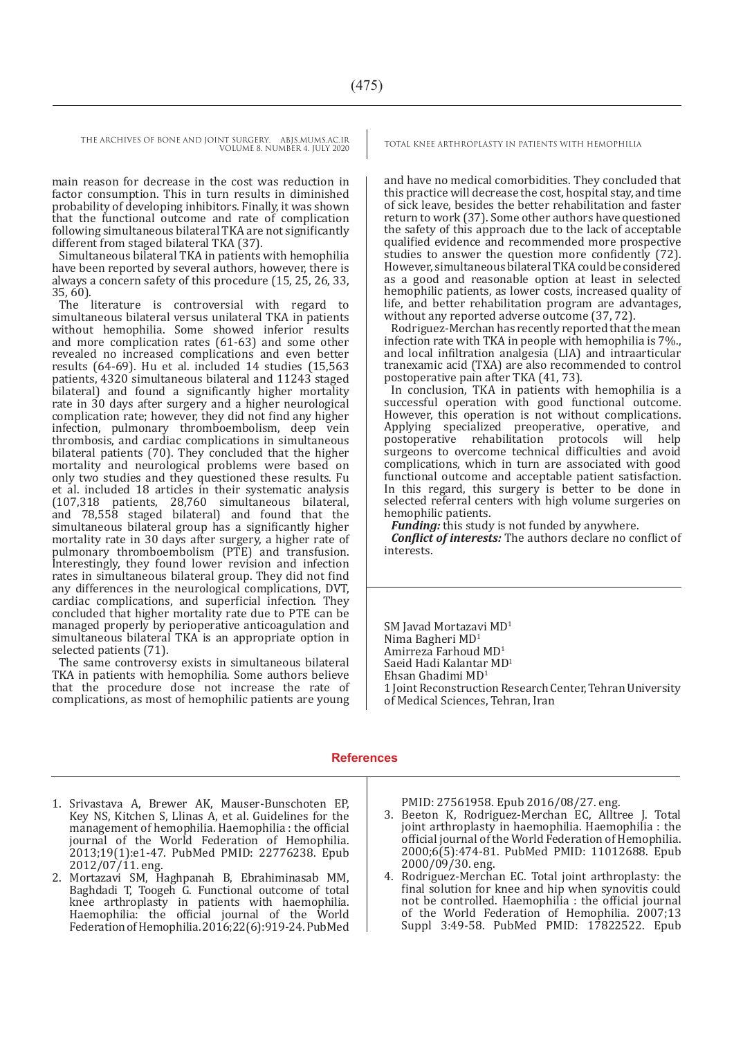main reason for decrease in the cost was reduction in factor consumption. This in turn results in diminished probability of developing inhibitors. Finally, it was shown that the functional outcome and rate of complication following simultaneous bilateral TKA are not significantly different from staged bilateral TKA (37).

Simultaneous bilateral TKA in patients with hemophilia have been reported by several authors, however, there is always a concern safety of this procedure (15, 25, 26, 33, 35, 60).

The literature is controversial with regard to simultaneous bilateral versus unilateral TKA in patients without hemophilia. Some showed inferior results and more complication rates (61-63) and some other revealed no increased complications and even better results (64-69). Hu et al. included 14 studies (15,563 patients, 4320 simultaneous bilateral and 11243 staged bilateral) and found a significantly higher mortality rate in 30 days after surgery and a higher neurological complication rate; however, they did not find any higher infection, pulmonary thromboembolism, deep vein thrombosis, and cardiac complications in simultaneous bilateral patients (70). They concluded that the higher mortality and neurological problems were based on only two studies and they questioned these results. Fu et al. included 18 articles in their systematic analysis (107,318 patients, 28,760 simultaneous bilateral, and 78,558 staged bilateral) and found that the simultaneous bilateral group has a significantly higher mortality rate in 30 days after surgery, a higher rate of pulmonary thromboembolism (PTE) and transfusion. Interestingly, they found lower revision and infection rates in simultaneous bilateral group. They did not find any differences in the neurological complications, DVT, cardiac complications, and superficial infection. They concluded that higher mortality rate due to PTE can be managed properly by perioperative anticoagulation and simultaneous bilateral TKA is an appropriate option in selected patients (71).

The same controversy exists in simultaneous bilateral TKA in patients with hemophilia. Some authors believe that the procedure dose not increase the rate of complications, as most of hemophilic patients are young and have no medical comorbidities. They concluded that this practice will decrease the cost, hospital stay, and time of sick leave, besides the better rehabilitation and faster return to work (37). Some other authors have questioned the safety of this approach due to the lack of acceptable qualified evidence and recommended more prospective studies to answer the question more confidently (72). However, simultaneous bilateral TKA could be considered as a good and reasonable option at least in selected hemophilic patients, as lower costs, increased quality of life, and better rehabilitation program are advantages, without any reported adverse outcome (37, 72).

Rodriguez-Merchan has recently reported that the mean infection rate with TKA in people with hemophilia is 7%., and local infiltration analgesia (LIA) and intraarticular tranexamic acid (TXA) are also recommended to control postoperative pain after TKA (41, 73).

In conclusion, TKA in patients with hemophilia is a successful operation with good functional outcome. However, this operation is not without complications. Applying specialized preoperative, operative, and postoperative rehabilitation protocols will help surgeons to overcome technical difficulties and avoid complications, which in turn are associated with good functional outcome and acceptable patient satisfaction. In this regard, this surgery is better to be done in selected referral centers with high volume surgeries on hemophilic patients.

***Funding:*** this study is not funded by anywhere.

***Conflict of interests:*** The authors declare no conflict of interests.

SM Javad Mortazavi MD[1]
Nima Bagheri MD[1]
Amirreza Farhoud MD[1]
Saeid Hadi Kalantar MD[1]
Ehsan Ghadimi MD[1]
1 Joint Reconstruction Research Center, Tehran University of Medical Sciences, Tehran, Iran

## References

1. Srivastava A, Brewer AK, Mauser-Bunschoten EP, Key NS, Kitchen S, Llinas A, et al. Guidelines for the management of hemophilia. Haemophilia : the official journal of the World Federation of Hemophilia. 2013;19(1):e1-47. PubMed PMID: 22776238. Epub 2012/07/11. eng.
2. Mortazavi SM, Haghpanah B, Ebrahiminasab MM, Baghdadi T, Toogeh G. Functional outcome of total knee arthroplasty in patients with haemophilia. Haemophilia: the official journal of the World Federation of Hemophilia. 2016;22(6):919-24. PubMed PMID: 27561958. Epub 2016/08/27. eng.
3. Beeton K, Rodriguez-Merchan EC, Alltree J. Total joint arthroplasty in haemophilia. Haemophilia : the official journal of the World Federation of Hemophilia. 2000;6(5):474-81. PubMed PMID: 11012688. Epub 2000/09/30. eng.
4. Rodriguez-Merchan EC. Total joint arthroplasty: the final solution for knee and hip when synovitis could not be controlled. Haemophilia : the official journal of the World Federation of Hemophilia. 2007;13 Suppl 3:49-58. PubMed PMID: 17822522. Epub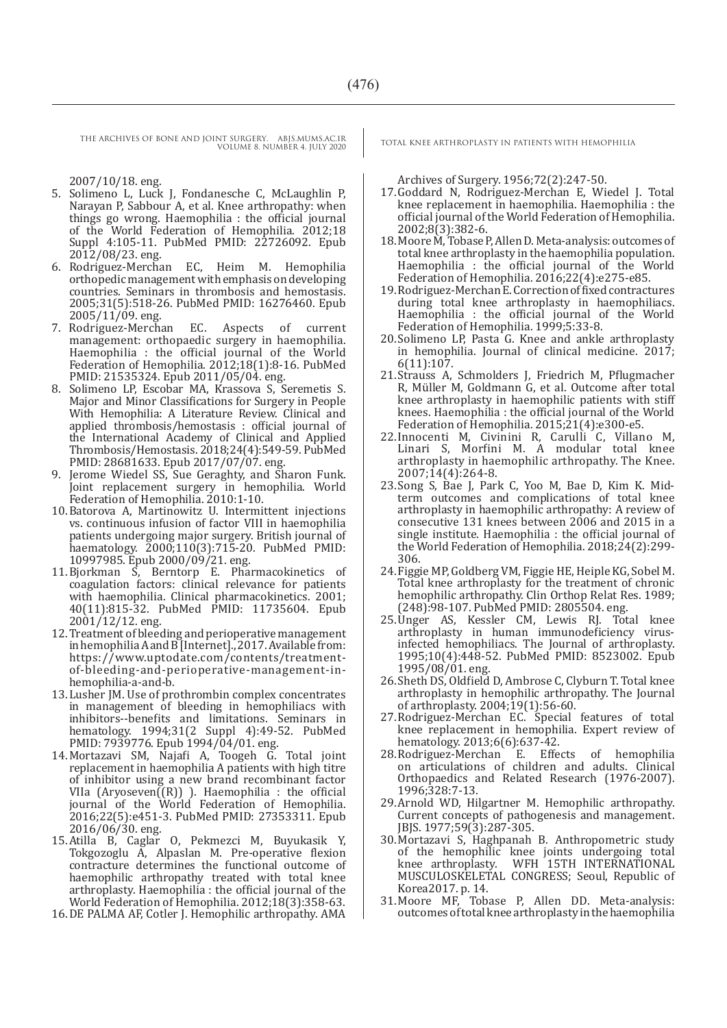2007/10/18. eng.

5. Solimeno L, Luck J, Fondanesche C, McLaughlin P, Narayan P, Sabbour A, et al. Knee arthropathy: when things go wrong. Haemophilia : the official journal of the World Federation of Hemophilia. 2012;18 Suppl 4:105-11. PubMed PMID: 22726092. Epub 2012/08/23. eng.
6. Rodriguez-Merchan EC, Heim M. Hemophilia orthopedic management with emphasis on developing countries. Seminars in thrombosis and hemostasis. 2005;31(5):518-26. PubMed PMID: 16276460. Epub 2005/11/09. eng.
7. Rodriguez-Merchan EC. Aspects of current management: orthopaedic surgery in haemophilia. Haemophilia : the official journal of the World Federation of Hemophilia. 2012;18(1):8-16. PubMed PMID: 21535324. Epub 2011/05/04. eng.
8. Solimeno LP, Escobar MA, Krassova S, Seremetis S. Major and Minor Classifications for Surgery in People With Hemophilia: A Literature Review. Clinical and applied thrombosis/hemostasis : official journal of the International Academy of Clinical and Applied Thrombosis/Hemostasis. 2018;24(4):549-59. PubMed PMID: 28681633. Epub 2017/07/07. eng.
9. Jerome Wiedel SS, Sue Geraghty, and Sharon Funk. Joint replacement surgery in hemophilia. World Federation of Hemophilia. 2010:1-10.
10. Batorova A, Martinowitz U. Intermittent injections vs. continuous infusion of factor VIII in haemophilia patients undergoing major surgery. British journal of haematology. 2000;110(3):715-20. PubMed PMID: 10997985. Epub 2000/09/21. eng.
11. Bjorkman S, Berntorp E. Pharmacokinetics of coagulation factors: clinical relevance for patients with haemophilia. Clinical pharmacokinetics. 2001; 40(11):815-32. PubMed PMID: 11735604. Epub 2001/12/12. eng.
12. Treatment of bleeding and perioperative management in hemophilia A and B [Internet]., 2017. Available from: https://www.uptodate.com/contents/treatment-of-bleeding-and-perioperative-management-in-hemophilia-a-and-b.
13. Lusher JM. Use of prothrombin complex concentrates in management of bleeding in hemophiliacs with inhibitors--benefits and limitations. Seminars in hematology. 1994;31(2 Suppl 4):49-52. PubMed PMID: 7939776. Epub 1994/04/01. eng.
14. Mortazavi SM, Najafi A, Toogeh G. Total joint replacement in haemophilia A patients with high titre of inhibitor using a new brand recombinant factor VIIa (Aryoseven((R)) ). Haemophilia : the official journal of the World Federation of Hemophilia. 2016;22(5):e451-3. PubMed PMID: 27353311. Epub 2016/06/30. eng.
15. Atilla B, Caglar O, Pekmezci M, Buyukasik Y, Tokgozoglu A, Alpaslan M. Pre-operative flexion contracture determines the functional outcome of haemophilic arthropathy treated with total knee arthroplasty. Haemophilia : the official journal of the World Federation of Hemophilia. 2012;18(3):358-63.
16. DE PALMA AF, Cotler J. Hemophilic arthropathy. AMA Archives of Surgery. 1956;72(2):247-50.
17. Goddard N, Rodriguez-Merchan E, Wiedel J. Total knee replacement in haemophilia. Haemophilia : the official journal of the World Federation of Hemophilia. 2002;8(3):382-6.
18. Moore M, Tobase P, Allen D. Meta-analysis: outcomes of total knee arthroplasty in the haemophilia population. Haemophilia : the official journal of the World Federation of Hemophilia. 2016;22(4):e275-e85.
19. Rodriguez-Merchan E. Correction of fixed contractures during total knee arthroplasty in haemophiliacs. Haemophilia : the official journal of the World Federation of Hemophilia. 1999;5:33-8.
20. Solimeno LP, Pasta G. Knee and ankle arthroplasty in hemophilia. Journal of clinical medicine. 2017; 6(11):107.
21. Strauss A, Schmolders J, Friedrich M, Pflugmacher R, Müller M, Goldmann G, et al. Outcome after total knee arthroplasty in haemophilic patients with stiff knees. Haemophilia : the official journal of the World Federation of Hemophilia. 2015;21(4):e300-e5.
22. Innocenti M, Civinini R, Carulli C, Villano M, Linari S, Morfini M. A modular total knee arthroplasty in haemophilic arthropathy. The Knee. 2007;14(4):264-8.
23. Song S, Bae J, Park C, Yoo M, Bae D, Kim K. Mid-term outcomes and complications of total knee arthroplasty in haemophilic arthropathy: A review of consecutive 131 knees between 2006 and 2015 in a single institute. Haemophilia : the official journal of the World Federation of Hemophilia. 2018;24(2):299-306.
24. Figgie MP, Goldberg VM, Figgie HE, Heiple KG, Sobel M. Total knee arthroplasty for the treatment of chronic hemophilic arthropathy. Clin Orthop Relat Res. 1989; (248):98-107. PubMed PMID: 2805504. eng.
25. Unger AS, Kessler CM, Lewis RJ. Total knee arthroplasty in human immunodeficiency virus-infected hemophiliacs. The Journal of arthroplasty. 1995;10(4):448-52. PubMed PMID: 8523002. Epub 1995/08/01. eng.
26. Sheth DS, Oldfield D, Ambrose C, Clyburn T. Total knee arthroplasty in hemophilic arthropathy. The Journal of arthroplasty. 2004;19(1):56-60.
27. Rodriguez-Merchan EC. Special features of total knee replacement in hemophilia. Expert review of hematology. 2013;6(6):637-42.
28. Rodriguez-Merchan E. Effects of hemophilia on articulations of children and adults. Clinical Orthopaedics and Related Research (1976-2007). 1996;328:7-13.
29. Arnold WD, Hilgartner M. Hemophilic arthropathy. Current concepts of pathogenesis and management. JBJS. 1977;59(3):287-305.
30. Mortazavi S, Haghpanah B. Anthropometric study of the hemophilic knee joints undergoing total knee arthroplasty. WFH 15TH INTERNATIONAL MUSCULOSKELETAL CONGRESS; Seoul, Republic of Korea2017. p. 14.
31. Moore MF, Tobase P, Allen DD. Meta-analysis: outcomes of total knee arthroplasty in the haemophilia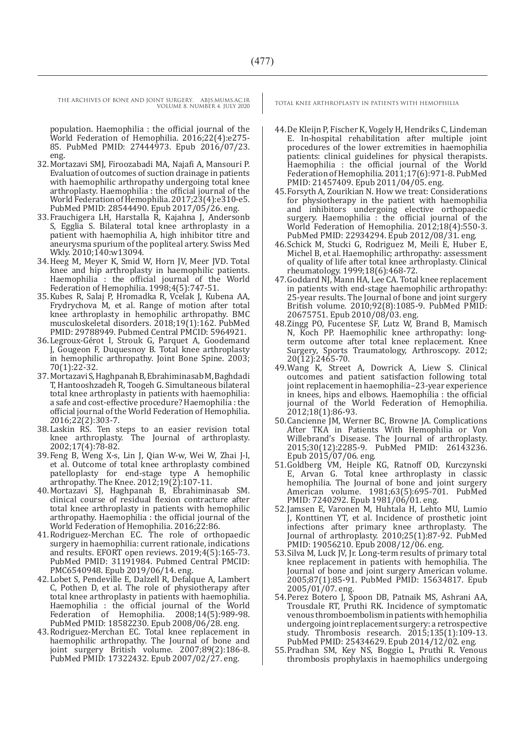population. Haemophilia : the official journal of the World Federation of Hemophilia. 2016;22(4):e275-85. PubMed PMID: 27444973. Epub 2016/07/23. eng.

32. Mortazavi SMJ, Firoozabadi MA, Najafi A, Mansouri P. Evaluation of outcomes of suction drainage in patients with haemophilic arthropathy undergoing total knee arthroplasty. Haemophilia : the official journal of the World Federation of Hemophilia. 2017;23(4):e310-e5. PubMed PMID: 28544490. Epub 2017/05/26. eng.
33. Frauchigera LH, Harstalla R, Kajahna J, Andersonb S, Egglia S. Bilateral total knee arthroplasty in a patient with haemophilia A, high inhibitor titre and aneurysma spurium of the popliteal artery. Swiss Med Wkly. 2010;140:w13094.
34. Heeg M, Meyer K, Smid W, Horn JV, Meer JVD. Total knee and hip arthroplasty in haemophilic patients. Haemophilia : the official journal of the World Federation of Hemophilia. 1998;4(5):747-51.
35. Kubes R, Salaj P, Hromadka R, Vcelak J, Kubena AA, Frydrychova M, et al. Range of motion after total knee arthroplasty in hemophilic arthropathy. BMC musculoskeletal disorders. 2018;19(1):162. PubMed PMID: 29788949. Pubmed Central PMCID: 5964921.
36. Legroux-Gérot I, Strouk G, Parquet A, Goodemand J, Gougeon F, Duquesnoy B. Total knee arthroplasty in hemophilic arthropathy. Joint Bone Spine. 2003; 70(1):22-32.
37. Mortazavi S, Haghpanah B, Ebrahiminasab M, Baghdadi T, Hantooshzadeh R, Toogeh G. Simultaneous bilateral total knee arthroplasty in patients with haemophilia: a safe and cost-effective procedure? Haemophilia : the official journal of the World Federation of Hemophilia. 2016;22(2):303-7.
38. Laskin RS. Ten steps to an easier revision total knee arthroplasty. The Journal of arthroplasty. 2002;17(4):78-82.
39. Feng B, Weng X-s, Lin J, Qian W-w, Wei W, Zhai J-l, et al. Outcome of total knee arthroplasty combined patelloplasty for end-stage type A hemophilic arthropathy. The Knee. 2012;19(2):107-11.
40. Mortazavi SJ, Haghpanah B, Ebrahiminasab SM. clinical course of residual flexion contracture after total knee arthroplasty in patients with hemophilic arthropathy. Haemophilia : the official journal of the World Federation of Hemophilia. 2016;22:86.
41. Rodriguez-Merchan EC. The role of orthopaedic surgery in haemophilia: current rationale, indications and results. EFORT open reviews. 2019;4(5):165-73. PubMed PMID: 31191984. Pubmed Central PMCID: PMC6540948. Epub 2019/06/14. eng.
42. Lobet S, Pendeville E, Dalzell R, Defalque A, Lambert C, Pothen D, et al. The role of physiotherapy after total knee arthroplasty in patients with haemophilia. Haemophilia : the official journal of the World Federation of Hemophilia. 2008;14(5):989-98. PubMed PMID: 18582230. Epub 2008/06/28. eng.
43. Rodriguez-Merchan EC. Total knee replacement in haemophilic arthropathy. The Journal of bone and joint surgery British volume. 2007;89(2):186-8. PubMed PMID: 17322432. Epub 2007/02/27. eng.
44. De Kleijn P, Fischer K, Vogely H, Hendriks C, Lindeman E. In-hospital rehabilitation after multiple joint procedures of the lower extremities in haemophilia patients: clinical guidelines for physical therapists. Haemophilia : the official journal of the World Federation of Hemophilia. 2011;17(6):971-8. PubMed PMID: 21457409. Epub 2011/04/05. eng.
45. Forsyth A, Zourikian N. How we treat: Considerations for physiotherapy in the patient with haemophilia and inhibitors undergoing elective orthopaedic surgery. Haemophilia : the official journal of the World Federation of Hemophilia. 2012;18(4):550-3. PubMed PMID: 22934294. Epub 2012/08/31. eng.
46. Schick M, Stucki G, Rodriguez M, Meili E, Huber E, Michel B, et al. Haemophilic; arthropathy: assessment of quality of life after total knee arthroplasty. Clinical rheumatology. 1999;18(6):468-72.
47. Goddard NJ, Mann HA, Lee CA. Total knee replacement in patients with end-stage haemophilic arthropathy: 25-year results. The Journal of bone and joint surgery British volume. 2010;92(8):1085-9. PubMed PMID: 20675751. Epub 2010/08/03. eng.
48. Zingg PO, Fucentese SF, Lutz W, Brand B, Mamisch N, Koch PP. Haemophilic knee arthropathy: long-term outcome after total knee replacement. Knee Surgery, Sports Traumatology, Arthroscopy. 2012; 20(12):2465-70.
49. Wang K, Street A, Dowrick A, Liew S. Clinical outcomes and patient satisfaction following total joint replacement in haemophilia–23-year experience in knees, hips and elbows. Haemophilia : the official journal of the World Federation of Hemophilia. 2012;18(1):86-93.
50. Cancienne JM, Werner BC, Browne JA. Complications After TKA in Patients With Hemophilia or Von Willebrand's Disease. The Journal of arthroplasty. 2015;30(12):2285-9. PubMed PMID: 26143236. Epub 2015/07/06. eng.
51. Goldberg VM, Heiple KG, Ratnoff OD, Kurczynski E, Arvan G. Total knee arthroplasty in classic hemophilia. The Journal of bone and joint surgery American volume. 1981;63(5):695-701. PubMed PMID: 7240292. Epub 1981/06/01. eng.
52. Jamsen E, Varonen M, Huhtala H, Lehto MU, Lumio J, Konttinen YT, et al. Incidence of prosthetic joint infections after primary knee arthroplasty. The Journal of arthroplasty. 2010;25(1):87-92. PubMed PMID: 19056210. Epub 2008/12/06. eng.
53. Silva M, Luck JV, Jr. Long-term results of primary total knee replacement in patients with hemophilia. The Journal of bone and joint surgery American volume. 2005;87(1):85-91. PubMed PMID: 15634817. Epub 2005/01/07. eng.
54. Perez Botero J, Spoon DB, Patnaik MS, Ashrani AA, Trousdale RT, Pruthi RK. Incidence of symptomatic venous thromboembolism in patients with hemophilia undergoing joint replacement surgery: a retrospective study. Thrombosis research. 2015;135(1):109-13. PubMed PMID: 25434629. Epub 2014/12/02. eng.
55. Pradhan SM, Key NS, Boggio L, Pruthi R. Venous thrombosis prophylaxis in haemophilics undergoing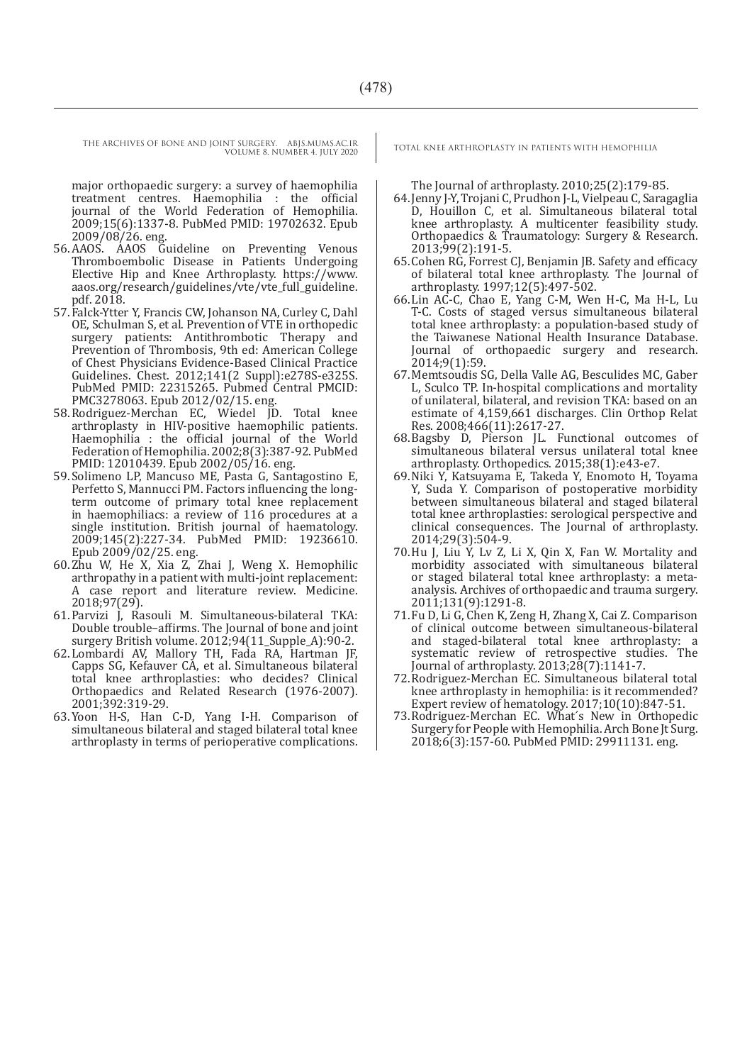major orthopaedic surgery: a survey of haemophilia treatment centres. Haemophilia : the official journal of the World Federation of Hemophilia. 2009;15(6):1337-8. PubMed PMID: 19702632. Epub 2009/08/26. eng.

56. AAOS. AAOS Guideline on Preventing Venous Thromboembolic Disease in Patients Undergoing Elective Hip and Knee Arthroplasty. https://www.aaos.org/research/guidelines/vte/vte_full_guideline.pdf. 2018.
57. Falck-Ytter Y, Francis CW, Johanson NA, Curley C, Dahl OE, Schulman S, et al. Prevention of VTE in orthopedic surgery patients: Antithrombotic Therapy and Prevention of Thrombosis, 9th ed: American College of Chest Physicians Evidence-Based Clinical Practice Guidelines. Chest. 2012;141(2 Suppl):e278S-e325S. PubMed PMID: 22315265. Pubmed Central PMCID: PMC3278063. Epub 2012/02/15. eng.
58. Rodriguez-Merchan EC, Wiedel JD. Total knee arthroplasty in HIV-positive haemophilic patients. Haemophilia : the official journal of the World Federation of Hemophilia. 2002;8(3):387-92. PubMed PMID: 12010439. Epub 2002/05/16. eng.
59. Solimeno LP, Mancuso ME, Pasta G, Santagostino E, Perfetto S, Mannucci PM. Factors influencing the long-term outcome of primary total knee replacement in haemophiliacs: a review of 116 procedures at a single institution. British journal of haematology. 2009;145(2):227-34. PubMed PMID: 19236610. Epub 2009/02/25. eng.
60. Zhu W, He X, Xia Z, Zhai J, Weng X. Hemophilic arthropathy in a patient with multi-joint replacement: A case report and literature review. Medicine. 2018;97(29).
61. Parvizi J, Rasouli M. Simultaneous-bilateral TKA: Double trouble–affirms. The Journal of bone and joint surgery British volume. 2012;94(11_Supple_A):90-2.
62. Lombardi AV, Mallory TH, Fada RA, Hartman JF, Capps SG, Kefauver CA, et al. Simultaneous bilateral total knee arthroplasties: who decides? Clinical Orthopaedics and Related Research (1976-2007). 2001;392:319-29.
63. Yoon H-S, Han C-D, Yang I-H. Comparison of simultaneous bilateral and staged bilateral total knee arthroplasty in terms of perioperative complications. The Journal of arthroplasty. 2010;25(2):179-85.
64. Jenny J-Y, Trojani C, Prudhon J-L, Vielpeau C, Saragaglia D, Houillon C, et al. Simultaneous bilateral total knee arthroplasty. A multicenter feasibility study. Orthopaedics & Traumatology: Surgery & Research. 2013;99(2):191-5.
65. Cohen RG, Forrest CJ, Benjamin JB. Safety and efficacy of bilateral total knee arthroplasty. The Journal of arthroplasty. 1997;12(5):497-502.
66. Lin AC-C, Chao E, Yang C-M, Wen H-C, Ma H-L, Lu T-C. Costs of staged versus simultaneous bilateral total knee arthroplasty: a population-based study of the Taiwanese National Health Insurance Database. Journal of orthopaedic surgery and research. 2014;9(1):59.
67. Memtsoudis SG, Della Valle AG, Besculides MC, Gaber L, Sculco TP. In-hospital complications and mortality of unilateral, bilateral, and revision TKA: based on an estimate of 4,159,661 discharges. Clin Orthop Relat Res. 2008;466(11):2617-27.
68. Bagsby D, Pierson JL. Functional outcomes of simultaneous bilateral versus unilateral total knee arthroplasty. Orthopedics. 2015;38(1):e43-e7.
69. Niki Y, Katsuyama E, Takeda Y, Enomoto H, Toyama Y, Suda Y. Comparison of postoperative morbidity between simultaneous bilateral and staged bilateral total knee arthroplasties: serological perspective and clinical consequences. The Journal of arthroplasty. 2014;29(3):504-9.
70. Hu J, Liu Y, Lv Z, Li X, Qin X, Fan W. Mortality and morbidity associated with simultaneous bilateral or staged bilateral total knee arthroplasty: a meta-analysis. Archives of orthopaedic and trauma surgery. 2011;131(9):1291-8.
71. Fu D, Li G, Chen K, Zeng H, Zhang X, Cai Z. Comparison of clinical outcome between simultaneous-bilateral and staged-bilateral total knee arthroplasty: a systematic review of retrospective studies. The Journal of arthroplasty. 2013;28(7):1141-7.
72. Rodriguez-Merchan EC. Simultaneous bilateral total knee arthroplasty in hemophilia: is it recommended? Expert review of hematology. 2017;10(10):847-51.
73. Rodriguez-Merchan EC. What´s New in Orthopedic Surgery for People with Hemophilia. Arch Bone Jt Surg. 2018;6(3):157-60. PubMed PMID: 29911131. eng.